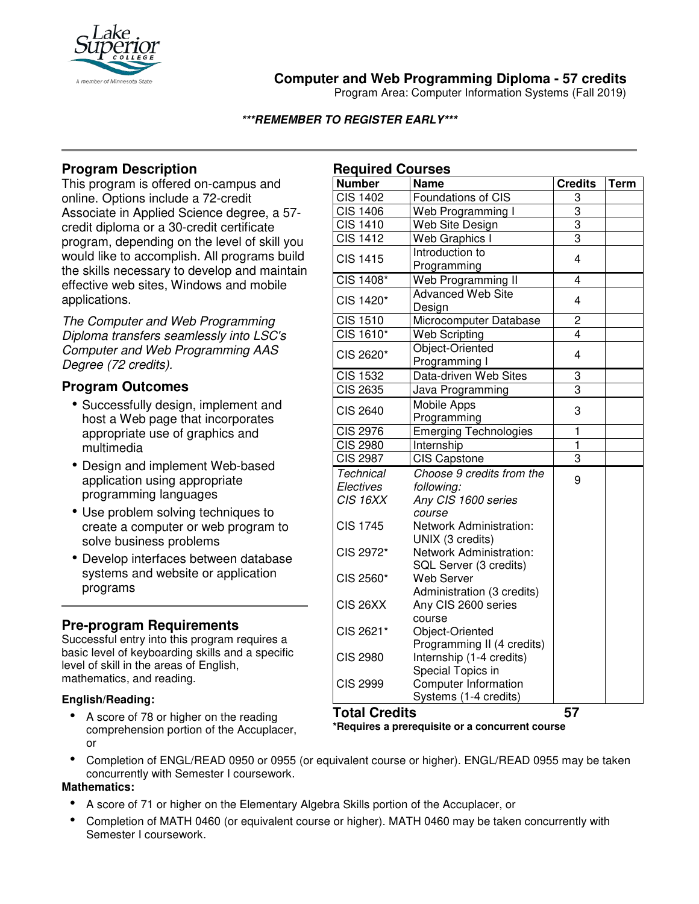# Computer and Web Programming Diploma - 57 credits

Program Area: Computer Information Systems (Fall 2019)

***REMEMBER TO REGISTER EARLY***

## Program Description

This program is offered on-campus and online. Options include a 72-credit Associate in Applied Science degree, a 57-credit diploma or a 30-credit certificate program, depending on the level of skill you would like to accomplish. All programs build the skills necessary to develop and maintain effective web sites, Windows and mobile applications.

*The Computer and Web Programming Diploma transfers seamlessly into LSC's Computer and Web Programming AAS Degree (72 credits).*

## Program Outcomes

- Successfully design, implement and host a Web page that incorporates appropriate use of graphics and multimedia
- Design and implement Web-based application using appropriate programming languages
- Use problem solving techniques to create a computer or web program to solve business problems
- Develop interfaces between database systems and website or application programs

## Pre-program Requirements

Successful entry into this program requires a basic level of keyboarding skills and a specific level of skill in the areas of English, mathematics, and reading.

**English/Reading:**

- A score of 78 or higher on the reading comprehension portion of the Accuplacer, or
- Completion of ENGL/READ 0950 or 0955 (or equivalent course or higher). ENGL/READ 0955 may be taken concurrently with Semester I coursework.

**Mathematics:**

- A score of 71 or higher on the Elementary Algebra Skills portion of the Accuplacer, or
- Completion of MATH 0460 (or equivalent course or higher). MATH 0460 may be taken concurrently with Semester I coursework.

## Required Courses

| Number | Name | Credits | Term |
|---|---|---|---|
| CIS 1402 | Foundations of CIS | 3 | |
| CIS 1406 | Web Programming I | 3 | |
| CIS 1410 | Web Site Design | 3 | |
| CIS 1412 | Web Graphics I | 3 | |
| CIS 1415 | Introduction to Programming | 4 | |
| CIS 1408* | Web Programming II | 4 | |
| CIS 1420* | Advanced Web Site Design | 4 | |
| CIS 1510 | Microcomputer Database | 2 | |
| CIS 1610* | Web Scripting | 4 | |
| CIS 2620* | Object-Oriented Programming I | 4 | |
| CIS 1532 | Data-driven Web Sites | 3 | |
| CIS 2635 | Java Programming | 3 | |
| CIS 2640 | Mobile Apps Programming | 3 | |
| CIS 2976 | Emerging Technologies | 1 | |
| CIS 2980 | Internship | 1 | |
| CIS 2987 | CIS Capstone | 3 | |
| *Technical Electives* | *Choose 9 credits from the following:* | 9 | |
| *CIS 16XX* | *Any CIS 1600 series course* | | |
| CIS 1745 | Network Administration: UNIX (3 credits) | | |
| CIS 2972* | Network Administration: SQL Server (3 credits) | | |
| CIS 2560* | Web Server Administration (3 credits) | | |
| CIS 26XX | Any CIS 2600 series course | | |
| CIS 2621* | Object-Oriented Programming II (4 credits) | | |
| CIS 2980 | Internship (1-4 credits) | | |
| CIS 2999 | Special Topics in Computer Information Systems (1-4 credits) | | |
| **Total Credits** | | **57** | |

**\*Requires a prerequisite or a concurrent course**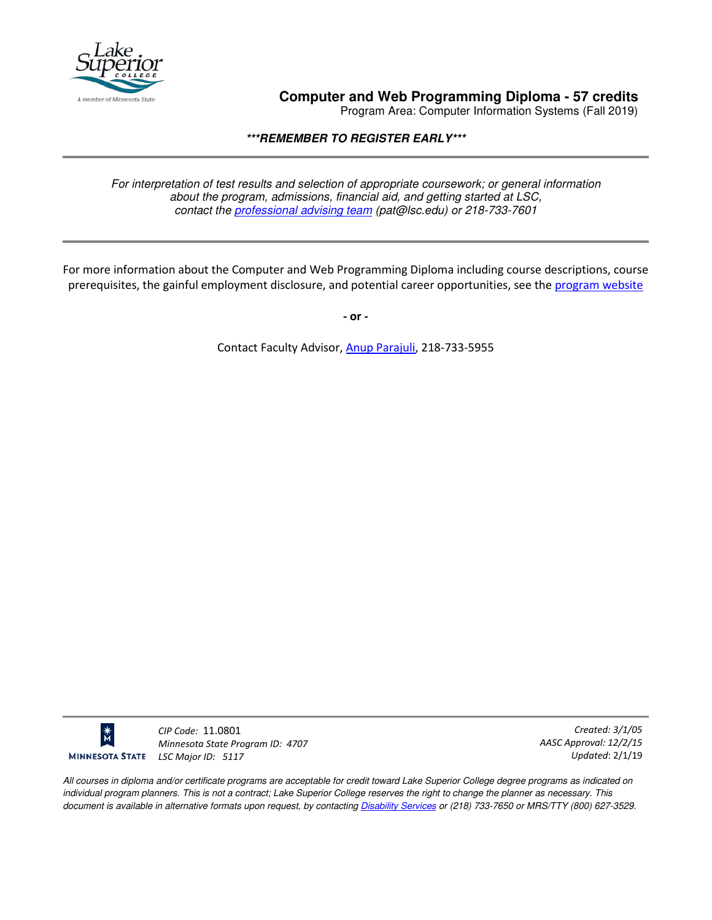# Computer and Web Programming Diploma - 57 credits

Program Area: Computer Information Systems (Fall 2019)

***REMEMBER TO REGISTER EARLY***

---

*For interpretation of test results and selection of appropriate coursework; or general information about the program, admissions, financial aid, and getting started at LSC, contact the professional advising team (pat@lsc.edu) or 218-733-7601*

---

For more information about the Computer and Web Programming Diploma including course descriptions, course prerequisites, the gainful employment disclosure, and potential career opportunities, see the program website

**- or -**

Contact Faculty Advisor, Anup Parajuli, 218-733-5955

---

*CIP Code:* 11.0801
*Minnesota State Program ID: 4707*
*LSC Major ID: 5117*

*Created: 3/1/05*
*AASC Approval: 12/2/15*
*Updated*: 2/1/19

*All courses in diploma and/or certificate programs are acceptable for credit toward Lake Superior College degree programs as indicated on individual program planners. This is not a contract; Lake Superior College reserves the right to change the planner as necessary. This document is available in alternative formats upon request, by contacting Disability Services or (218) 733-7650 or MRS/TTY (800) 627-3529.*